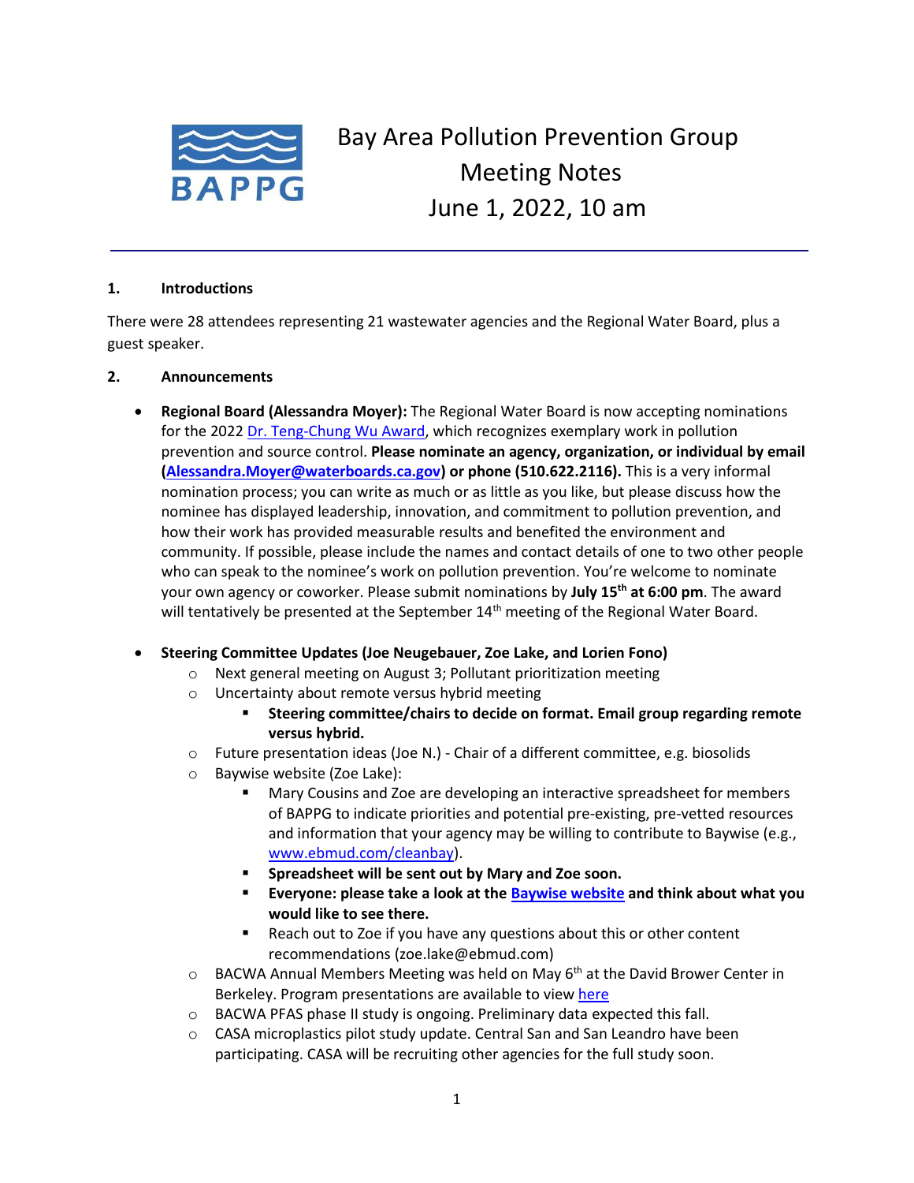# Bay Area Pollution Prevention Group
## Meeting Notes
## June 1, 2022, 10 am

### 1. Introductions

There were 28 attendees representing 21 wastewater agencies and the Regional Water Board, plus a guest speaker.

### 2. Announcements

- **Regional Board (Alessandra Moyer):** The Regional Water Board is now accepting nominations for the 2022 Dr. Teng-Chung Wu Award, which recognizes exemplary work in pollution prevention and source control. **Please nominate an agency, organization, or individual by email (Alessandra.Moyer@waterboards.ca.gov) or phone (510.622.2116).** This is a very informal nomination process; you can write as much or as little as you like, but please discuss how the nominee has displayed leadership, innovation, and commitment to pollution prevention, and how their work has provided measurable results and benefited the environment and community. If possible, please include the names and contact details of one to two other people who can speak to the nominee's work on pollution prevention. You're welcome to nominate your own agency or coworker. Please submit nominations by **July 15th at 6:00 pm**. The award will tentatively be presented at the September 14th meeting of the Regional Water Board.

- **Steering Committee Updates (Joe Neugebauer, Zoe Lake, and Lorien Fono)**
  - Next general meeting on August 3; Pollutant prioritization meeting
  - Uncertainty about remote versus hybrid meeting
    - **Steering committee/chairs to decide on format. Email group regarding remote versus hybrid.**
  - Future presentation ideas (Joe N.) - Chair of a different committee, e.g. biosolids
  - Baywise website (Zoe Lake):
    - Mary Cousins and Zoe are developing an interactive spreadsheet for members of BAPPG to indicate priorities and potential pre-existing, pre-vetted resources and information that your agency may be willing to contribute to Baywise (e.g., www.ebmud.com/cleanbay).
    - **Spreadsheet will be sent out by Mary and Zoe soon.**
    - **Everyone: please take a look at the Baywise website and think about what you would like to see there.**
    - Reach out to Zoe if you have any questions about this or other content recommendations (zoe.lake@ebmud.com)
  - BACWA Annual Members Meeting was held on May 6th at the David Brower Center in Berkeley. Program presentations are available to view here
  - BACWA PFAS phase II study is ongoing. Preliminary data expected this fall.
  - CASA microplastics pilot study update. Central San and San Leandro have been participating. CASA will be recruiting other agencies for the full study soon.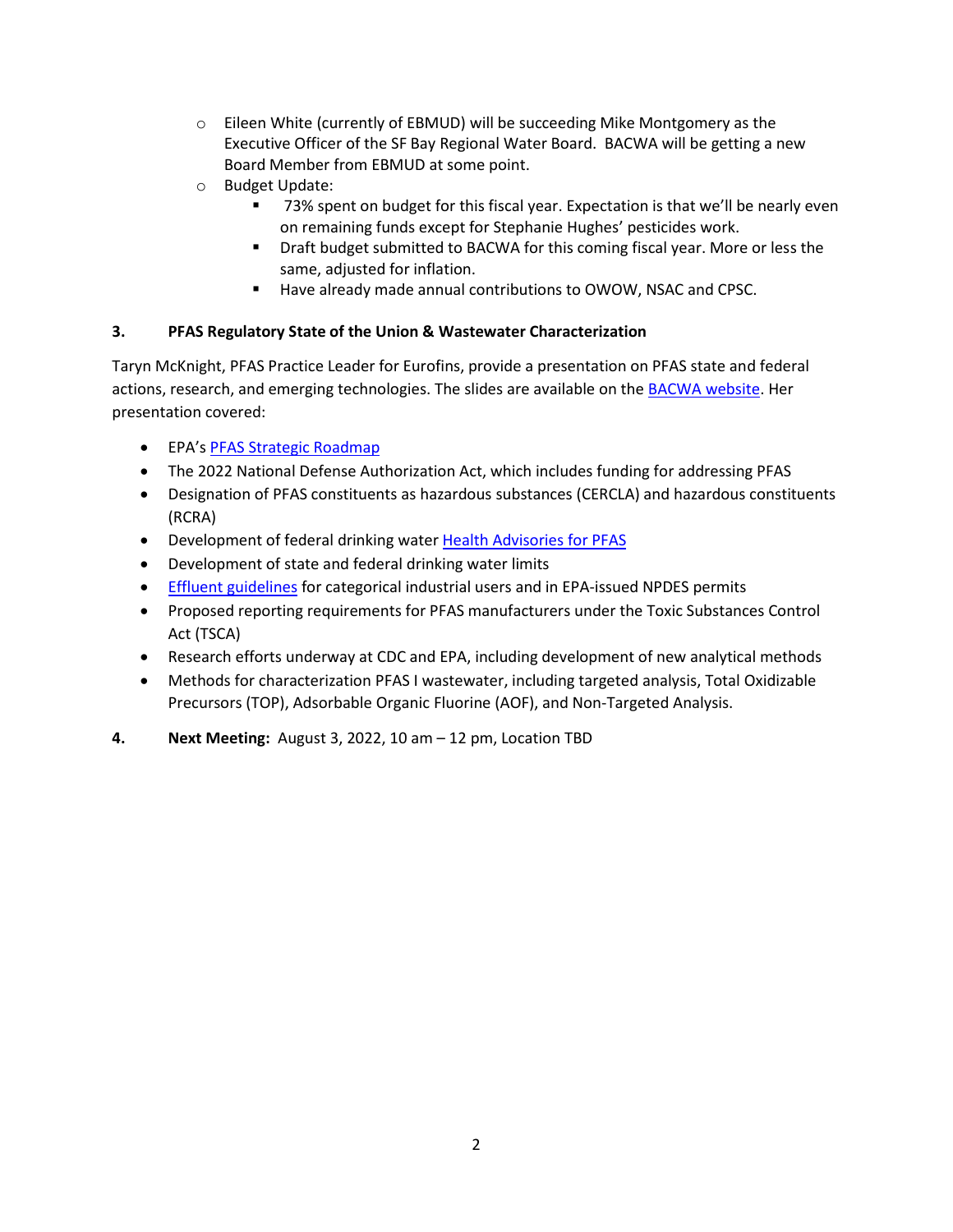- Eileen White (currently of EBMUD) will be succeeding Mike Montgomery as the Executive Officer of the SF Bay Regional Water Board. BACWA will be getting a new Board Member from EBMUD at some point.
- Budget Update:
  - 73% spent on budget for this fiscal year. Expectation is that we'll be nearly even on remaining funds except for Stephanie Hughes' pesticides work.
  - Draft budget submitted to BACWA for this coming fiscal year. More or less the same, adjusted for inflation.
  - Have already made annual contributions to OWOW, NSAC and CPSC.

**3. PFAS Regulatory State of the Union & Wastewater Characterization**

Taryn McKnight, PFAS Practice Leader for Eurofins, provide a presentation on PFAS state and federal actions, research, and emerging technologies. The slides are available on the BACWA website. Her presentation covered:

- EPA's PFAS Strategic Roadmap
- The 2022 National Defense Authorization Act, which includes funding for addressing PFAS
- Designation of PFAS constituents as hazardous substances (CERCLA) and hazardous constituents (RCRA)
- Development of federal drinking water Health Advisories for PFAS
- Development of state and federal drinking water limits
- Effluent guidelines for categorical industrial users and in EPA-issued NPDES permits
- Proposed reporting requirements for PFAS manufacturers under the Toxic Substances Control Act (TSCA)
- Research efforts underway at CDC and EPA, including development of new analytical methods
- Methods for characterization PFAS I wastewater, including targeted analysis, Total Oxidizable Precursors (TOP), Adsorbable Organic Fluorine (AOF), and Non-Targeted Analysis.

**4. Next Meeting:** August 3, 2022, 10 am – 12 pm, Location TBD